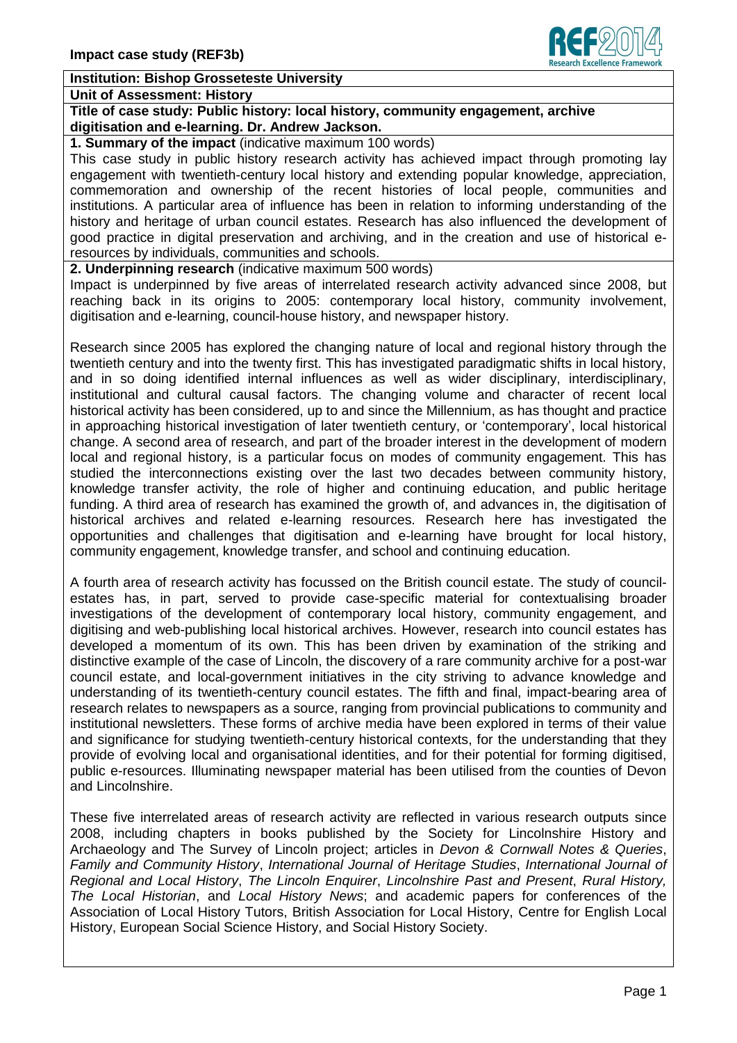**Impact case study (REF3b)**

**Institution: Bishop Grosseteste University**

**Unit of Assessment: History**

**Title of case study: Public history: local history, community engagement, archive digitisation and e-learning. Dr. Andrew Jackson.**

**1. Summary of the impact** (indicative maximum 100 words)

This case study in public history research activity has achieved impact through promoting lay engagement with twentieth-century local history and extending popular knowledge, appreciation, commemoration and ownership of the recent histories of local people, communities and institutions. A particular area of influence has been in relation to informing understanding of the history and heritage of urban council estates. Research has also influenced the development of good practice in digital preservation and archiving, and in the creation and use of historical e-resources by individuals, communities and schools.

**2. Underpinning research** (indicative maximum 500 words)

Impact is underpinned by five areas of interrelated research activity advanced since 2008, but reaching back in its origins to 2005: contemporary local history, community involvement, digitisation and e-learning, council-house history, and newspaper history.

Research since 2005 has explored the changing nature of local and regional history through the twentieth century and into the twenty first. This has investigated paradigmatic shifts in local history, and in so doing identified internal influences as well as wider disciplinary, interdisciplinary, institutional and cultural causal factors. The changing volume and character of recent local historical activity has been considered, up to and since the Millennium, as has thought and practice in approaching historical investigation of later twentieth century, or 'contemporary', local historical change. A second area of research, and part of the broader interest in the development of modern local and regional history, is a particular focus on modes of community engagement. This has studied the interconnections existing over the last two decades between community history, knowledge transfer activity, the role of higher and continuing education, and public heritage funding. A third area of research has examined the growth of, and advances in, the digitisation of historical archives and related e-learning resources. Research here has investigated the opportunities and challenges that digitisation and e-learning have brought for local history, community engagement, knowledge transfer, and school and continuing education.

A fourth area of research activity has focussed on the British council estate. The study of council-estates has, in part, served to provide case-specific material for contextualising broader investigations of the development of contemporary local history, community engagement, and digitising and web-publishing local historical archives. However, research into council estates has developed a momentum of its own. This has been driven by examination of the striking and distinctive example of the case of Lincoln, the discovery of a rare community archive for a post-war council estate, and local-government initiatives in the city striving to advance knowledge and understanding of its twentieth-century council estates. The fifth and final, impact-bearing area of research relates to newspapers as a source, ranging from provincial publications to community and institutional newsletters. These forms of archive media have been explored in terms of their value and significance for studying twentieth-century historical contexts, for the understanding that they provide of evolving local and organisational identities, and for their potential for forming digitised, public e-resources. Illuminating newspaper material has been utilised from the counties of Devon and Lincolnshire.

These five interrelated areas of research activity are reflected in various research outputs since 2008, including chapters in books published by the Society for Lincolnshire History and Archaeology and The Survey of Lincoln project; articles in *Devon & Cornwall Notes & Queries*, *Family and Community History*, *International Journal of Heritage Studies*, *International Journal of Regional and Local History*, *The Lincoln Enquirer*, *Lincolnshire Past and Present*, *Rural History, The Local Historian*, and *Local History News*; and academic papers for conferences of the Association of Local History Tutors, British Association for Local History, Centre for English Local History, European Social Science History, and Social History Society.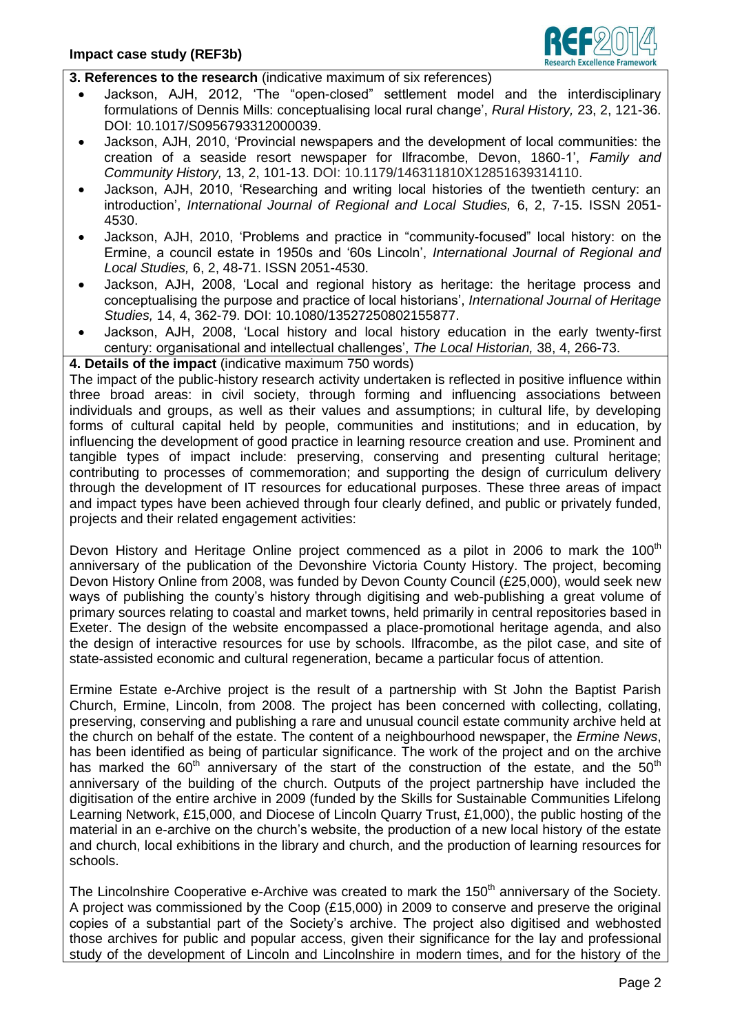**3. References to the research** (indicative maximum of six references)

- Jackson, AJH, 2012, 'The "open-closed" settlement model and the interdisciplinary formulations of Dennis Mills: conceptualising local rural change', *Rural History,* 23, 2, 121-36. DOI: 10.1017/S0956793312000039.
- Jackson, AJH, 2010, 'Provincial newspapers and the development of local communities: the creation of a seaside resort newspaper for Ilfracombe, Devon, 1860-1', *Family and Community History,* 13, 2, 101-13. DOI: 10.1179/146311810X12851639314110.
- Jackson, AJH, 2010, 'Researching and writing local histories of the twentieth century: an introduction', *International Journal of Regional and Local Studies,* 6, 2, 7-15. ISSN 2051-4530.
- Jackson, AJH, 2010, 'Problems and practice in "community-focused" local history: on the Ermine, a council estate in 1950s and '60s Lincoln', *International Journal of Regional and Local Studies,* 6, 2, 48-71. ISSN 2051-4530.
- Jackson, AJH, 2008, 'Local and regional history as heritage: the heritage process and conceptualising the purpose and practice of local historians', *International Journal of Heritage Studies,* 14, 4, 362-79. DOI: 10.1080/13527250802155877.
- Jackson, AJH, 2008, 'Local history and local history education in the early twenty-first century: organisational and intellectual challenges', *The Local Historian,* 38, 4, 266-73.

**4. Details of the impact** (indicative maximum 750 words)

The impact of the public-history research activity undertaken is reflected in positive influence within three broad areas: in civil society, through forming and influencing associations between individuals and groups, as well as their values and assumptions; in cultural life, by developing forms of cultural capital held by people, communities and institutions; and in education, by influencing the development of good practice in learning resource creation and use. Prominent and tangible types of impact include: preserving, conserving and presenting cultural heritage; contributing to processes of commemoration; and supporting the design of curriculum delivery through the development of IT resources for educational purposes. These three areas of impact and impact types have been achieved through four clearly defined, and public or privately funded, projects and their related engagement activities:

Devon History and Heritage Online project commenced as a pilot in 2006 to mark the 100th anniversary of the publication of the Devonshire Victoria County History. The project, becoming Devon History Online from 2008, was funded by Devon County Council (£25,000), would seek new ways of publishing the county's history through digitising and web-publishing a great volume of primary sources relating to coastal and market towns, held primarily in central repositories based in Exeter. The design of the website encompassed a place-promotional heritage agenda, and also the design of interactive resources for use by schools. Ilfracombe, as the pilot case, and site of state-assisted economic and cultural regeneration, became a particular focus of attention.

Ermine Estate e-Archive project is the result of a partnership with St John the Baptist Parish Church, Ermine, Lincoln, from 2008. The project has been concerned with collecting, collating, preserving, conserving and publishing a rare and unusual council estate community archive held at the church on behalf of the estate. The content of a neighbourhood newspaper, the *Ermine News*, has been identified as being of particular significance. The work of the project and on the archive has marked the 60th anniversary of the start of the construction of the estate, and the 50th anniversary of the building of the church. Outputs of the project partnership have included the digitisation of the entire archive in 2009 (funded by the Skills for Sustainable Communities Lifelong Learning Network, £15,000, and Diocese of Lincoln Quarry Trust, £1,000), the public hosting of the material in an e-archive on the church's website, the production of a new local history of the estate and church, local exhibitions in the library and church, and the production of learning resources for schools.

The Lincolnshire Cooperative e-Archive was created to mark the 150th anniversary of the Society. A project was commissioned by the Coop (£15,000) in 2009 to conserve and preserve the original copies of a substantial part of the Society's archive. The project also digitised and webhosted those archives for public and popular access, given their significance for the lay and professional study of the development of Lincoln and Lincolnshire in modern times, and for the history of the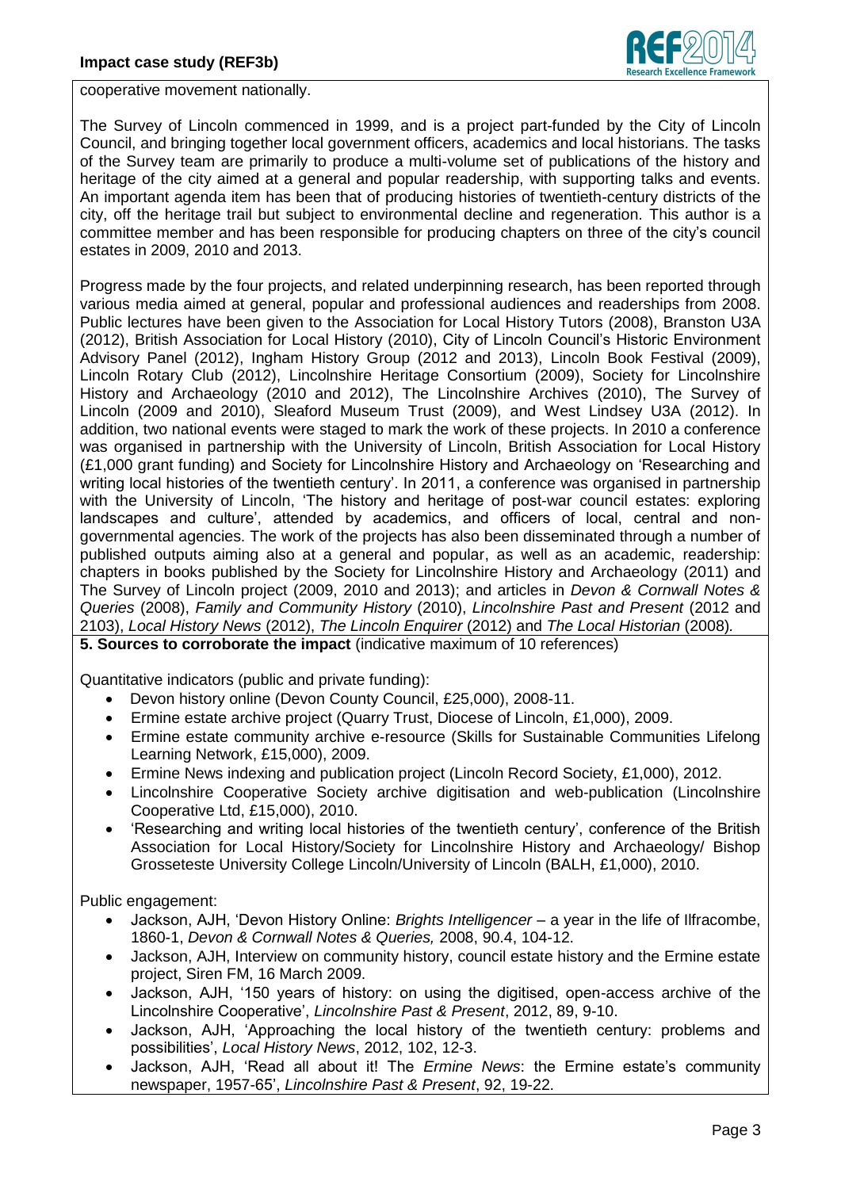cooperative movement nationally.

The Survey of Lincoln commenced in 1999, and is a project part-funded by the City of Lincoln Council, and bringing together local government officers, academics and local historians. The tasks of the Survey team are primarily to produce a multi-volume set of publications of the history and heritage of the city aimed at a general and popular readership, with supporting talks and events. An important agenda item has been that of producing histories of twentieth-century districts of the city, off the heritage trail but subject to environmental decline and regeneration. This author is a committee member and has been responsible for producing chapters on three of the city's council estates in 2009, 2010 and 2013.

Progress made by the four projects, and related underpinning research, has been reported through various media aimed at general, popular and professional audiences and readerships from 2008. Public lectures have been given to the Association for Local History Tutors (2008), Branston U3A (2012), British Association for Local History (2010), City of Lincoln Council's Historic Environment Advisory Panel (2012), Ingham History Group (2012 and 2013), Lincoln Book Festival (2009), Lincoln Rotary Club (2012), Lincolnshire Heritage Consortium (2009), Society for Lincolnshire History and Archaeology (2010 and 2012), The Lincolnshire Archives (2010), The Survey of Lincoln (2009 and 2010), Sleaford Museum Trust (2009), and West Lindsey U3A (2012). In addition, two national events were staged to mark the work of these projects. In 2010 a conference was organised in partnership with the University of Lincoln, British Association for Local History (£1,000 grant funding) and Society for Lincolnshire History and Archaeology on 'Researching and writing local histories of the twentieth century'. In 2011, a conference was organised in partnership with the University of Lincoln, 'The history and heritage of post-war council estates: exploring landscapes and culture', attended by academics, and officers of local, central and non-governmental agencies. The work of the projects has also been disseminated through a number of published outputs aiming also at a general and popular, as well as an academic, readership: chapters in books published by the Society for Lincolnshire History and Archaeology (2011) and The Survey of Lincoln project (2009, 2010 and 2013); and articles in *Devon & Cornwall Notes & Queries* (2008), *Family and Community History* (2010), *Lincolnshire Past and Present* (2012 and 2103), *Local History News* (2012), *The Lincoln Enquirer* (2012) and *The Local Historian* (2008).

**5. Sources to corroborate the impact** (indicative maximum of 10 references)

Quantitative indicators (public and private funding):

- Devon history online (Devon County Council, £25,000), 2008-11.
- Ermine estate archive project (Quarry Trust, Diocese of Lincoln, £1,000), 2009.
- Ermine estate community archive e-resource (Skills for Sustainable Communities Lifelong Learning Network, £15,000), 2009.
- Ermine News indexing and publication project (Lincoln Record Society, £1,000), 2012.
- Lincolnshire Cooperative Society archive digitisation and web-publication (Lincolnshire Cooperative Ltd, £15,000), 2010.
- 'Researching and writing local histories of the twentieth century', conference of the British Association for Local History/Society for Lincolnshire History and Archaeology/ Bishop Grosseteste University College Lincoln/University of Lincoln (BALH, £1,000), 2010.

Public engagement:

- Jackson, AJH, 'Devon History Online: *Brights Intelligencer* – a year in the life of Ilfracombe, 1860-1, *Devon & Cornwall Notes & Queries,* 2008, 90.4, 104-12.
- Jackson, AJH, Interview on community history, council estate history and the Ermine estate project, Siren FM, 16 March 2009.
- Jackson, AJH, '150 years of history: on using the digitised, open-access archive of the Lincolnshire Cooperative', *Lincolnshire Past & Present*, 2012, 89, 9-10.
- Jackson, AJH, 'Approaching the local history of the twentieth century: problems and possibilities', *Local History News*, 2012, 102, 12-3.
- Jackson, AJH, 'Read all about it! The *Ermine News*: the Ermine estate's community newspaper, 1957-65', *Lincolnshire Past & Present*, 92, 19-22.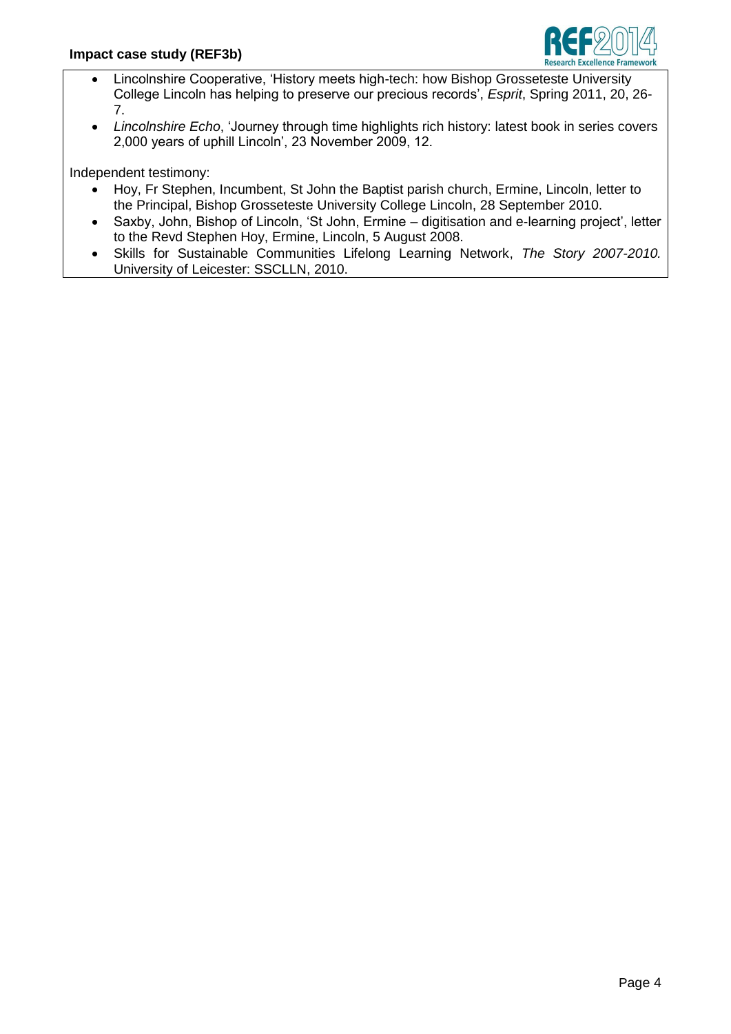- Lincolnshire Cooperative, 'History meets high-tech: how Bishop Grosseteste University College Lincoln has helping to preserve our precious records', *Esprit*, Spring 2011, 20, 26-7.
- *Lincolnshire Echo*, 'Journey through time highlights rich history: latest book in series covers 2,000 years of uphill Lincoln', 23 November 2009, 12.

Independent testimony:

- Hoy, Fr Stephen, Incumbent, St John the Baptist parish church, Ermine, Lincoln, letter to the Principal, Bishop Grosseteste University College Lincoln, 28 September 2010.
- Saxby, John, Bishop of Lincoln, 'St John, Ermine – digitisation and e-learning project', letter to the Revd Stephen Hoy, Ermine, Lincoln, 5 August 2008.
- Skills for Sustainable Communities Lifelong Learning Network, *The Story 2007-2010.* University of Leicester: SSCLLN, 2010.